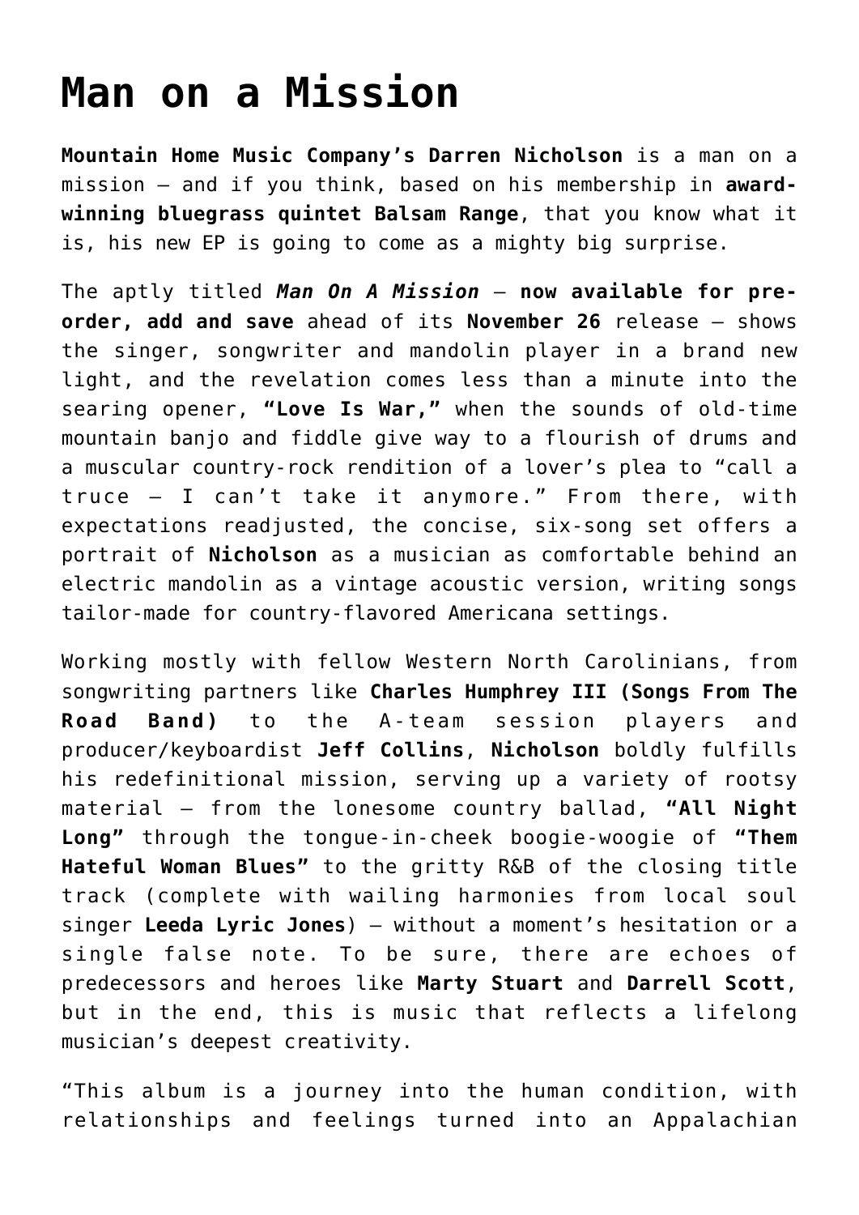# Man on a Mission

**Mountain Home Music Company's Darren Nicholson** is a man on a mission – and if you think, based on his membership in **award-winning bluegrass quintet Balsam Range**, that you know what it is, his new EP is going to come as a mighty big surprise.

The aptly titled ***Man On A Mission*** – **now available for pre-order, add and save** ahead of its **November 26** release – shows the singer, songwriter and mandolin player in a brand new light, and the revelation comes less than a minute into the searing opener, **"Love Is War,"** when the sounds of old-time mountain banjo and fiddle give way to a flourish of drums and a muscular country-rock rendition of a lover's plea to "call a truce – I can't take it anymore." From there, with expectations readjusted, the concise, six-song set offers a portrait of **Nicholson** as a musician as comfortable behind an electric mandolin as a vintage acoustic version, writing songs tailor-made for country-flavored Americana settings.

Working mostly with fellow Western North Carolinians, from songwriting partners like **Charles Humphrey III (Songs From The Road Band)** to the A-team session players and producer/keyboardist **Jeff Collins**, **Nicholson** boldly fulfills his redefinitional mission, serving up a variety of rootsy material – from the lonesome country ballad, **"All Night Long"** through the tongue-in-cheek boogie-woogie of **"Them Hateful Woman Blues"** to the gritty R&B of the closing title track (complete with wailing harmonies from local soul singer **Leeda Lyric Jones**) – without a moment's hesitation or a single false note. To be sure, there are echoes of predecessors and heroes like **Marty Stuart** and **Darrell Scott**, but in the end, this is music that reflects a lifelong musician's deepest creativity.

"This album is a journey into the human condition, with relationships and feelings turned into an Appalachian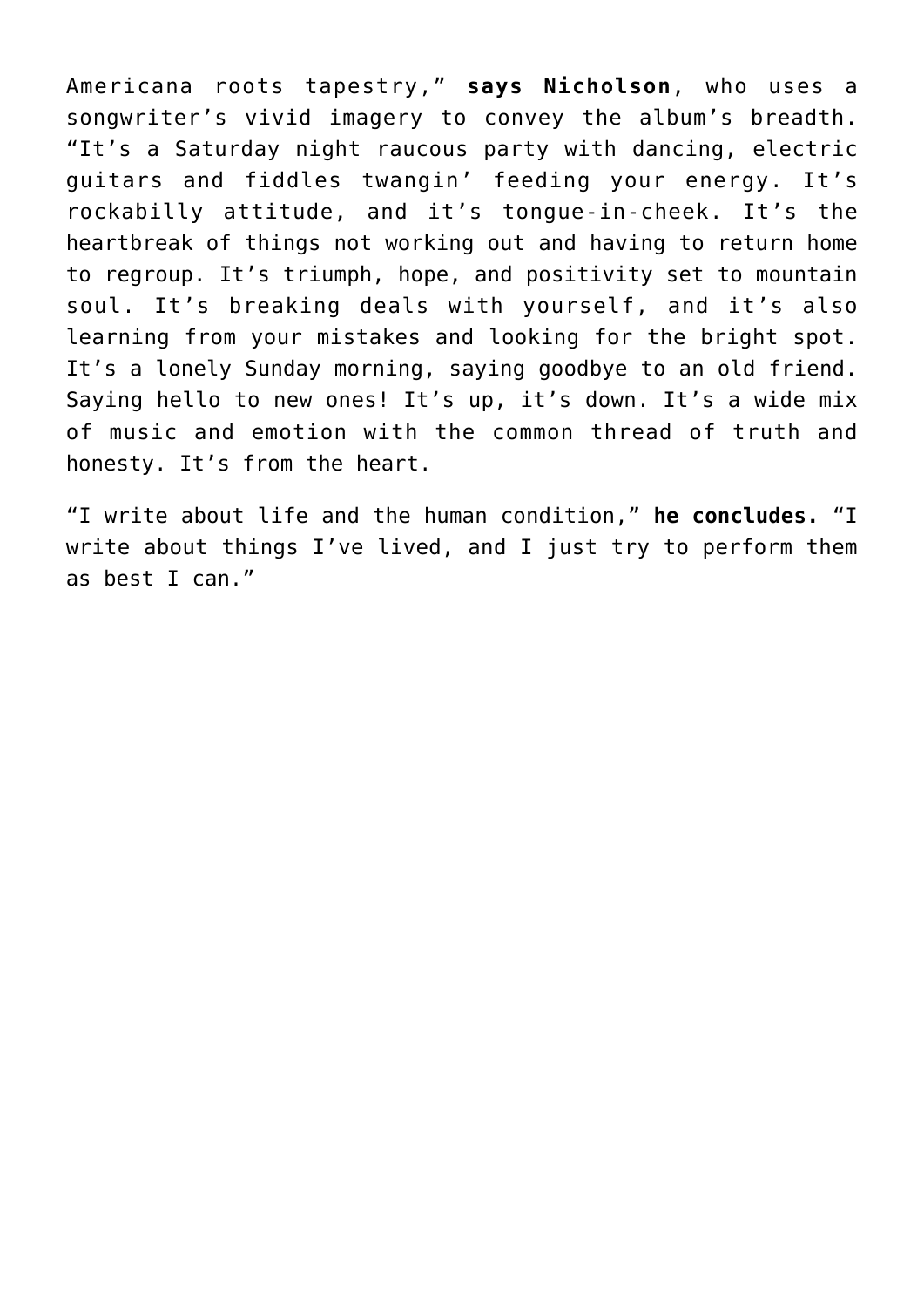Americana roots tapestry," **says Nicholson**, who uses a songwriter's vivid imagery to convey the album's breadth. "It's a Saturday night raucous party with dancing, electric guitars and fiddles twangin' feeding your energy. It's rockabilly attitude, and it's tongue-in-cheek. It's the heartbreak of things not working out and having to return home to regroup. It's triumph, hope, and positivity set to mountain soul. It's breaking deals with yourself, and it's also learning from your mistakes and looking for the bright spot. It's a lonely Sunday morning, saying goodbye to an old friend. Saying hello to new ones! It's up, it's down. It's a wide mix of music and emotion with the common thread of truth and honesty. It's from the heart.

"I write about life and the human condition," **he concludes.** "I write about things I've lived, and I just try to perform them as best I can."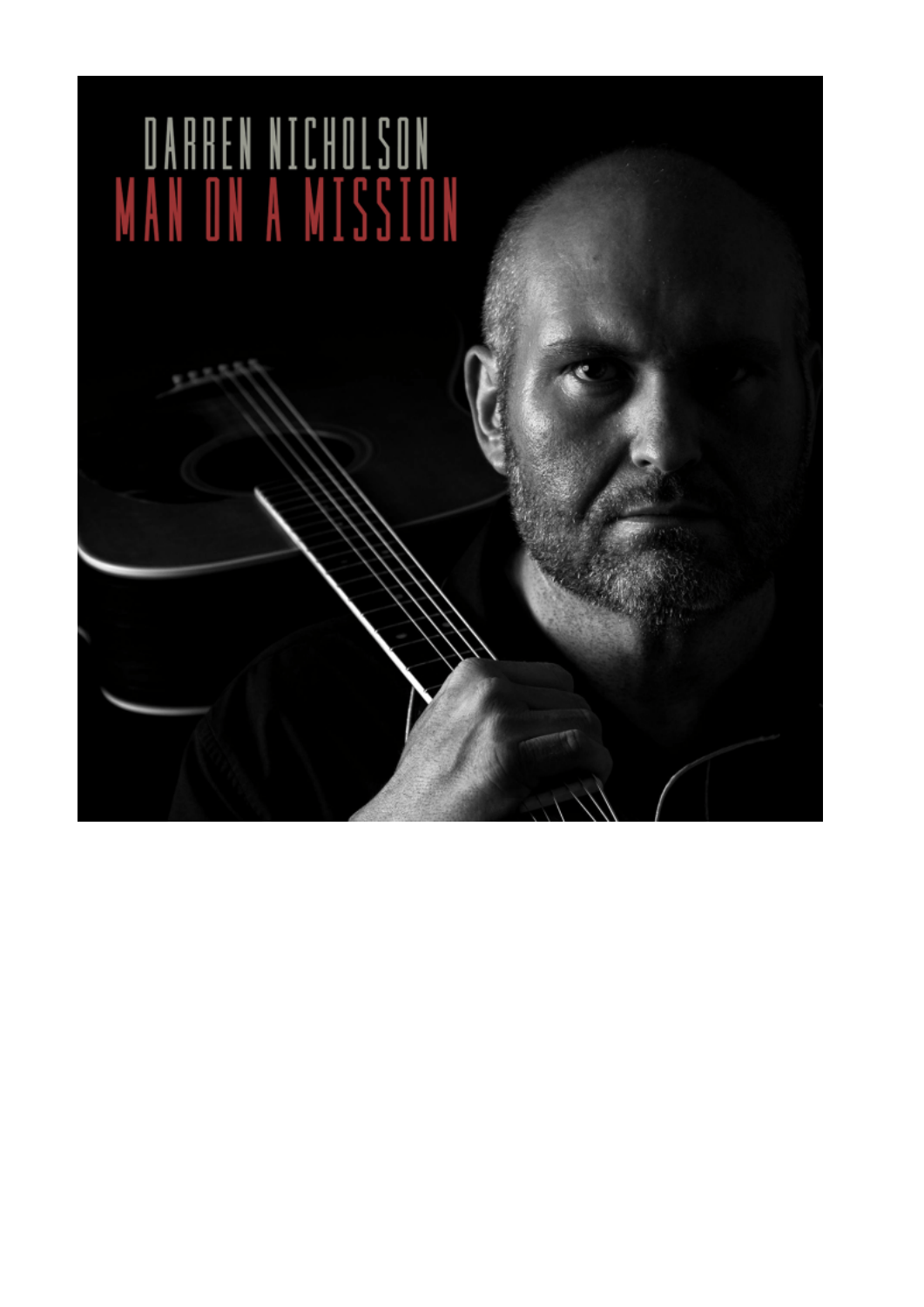DARREN NICHOLSON

MAN ON A MISSION